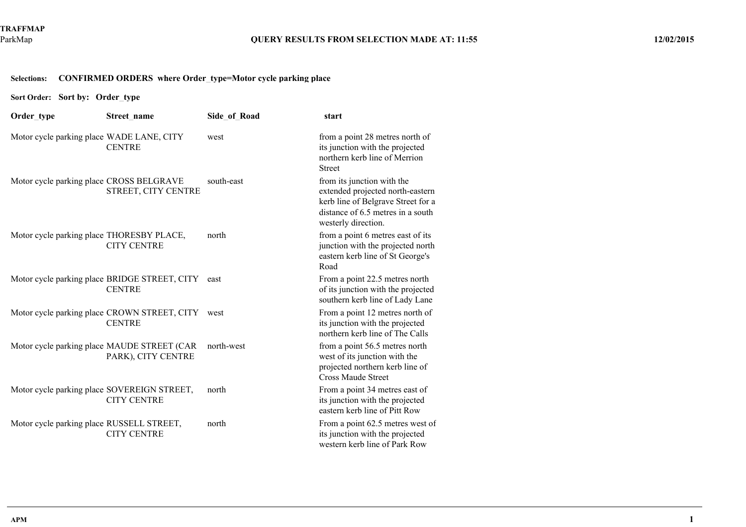**TRAFFMAP**
ParkMap

**QUERY RESULTS FROM SELECTION MADE AT: 11:55** **12/02/2015**

**Selections:** **CONFIRMED ORDERS where Order_type=Motor cycle parking place**

**Sort Order:** **Sort by: Order_type**

| Order_type | Street_name | Side_of_Road | start |
|---|---|---|---|
| Motor cycle parking place | WADE LANE, CITY CENTRE | west | from a point 28 metres north of its junction with the projected northern kerb line of Merrion Street |
| Motor cycle parking place | CROSS BELGRAVE STREET, CITY CENTRE | south-east | from its junction with the extended projected north-eastern kerb line of Belgrave Street for a distance of 6.5 metres in a south westerly direction. |
| Motor cycle parking place | THORESBY PLACE, CITY CENTRE | north | from a point 6 metres east of its junction with the projected north eastern kerb line of St George's Road |
| Motor cycle parking place | BRIDGE STREET, CITY CENTRE | east | From a point 22.5 metres north of its junction with the projected southern kerb line of Lady Lane |
| Motor cycle parking place | CROWN STREET, CITY CENTRE | west | From a point 12 metres north of its junction with the projected northern kerb line of The Calls |
| Motor cycle parking place | MAUDE STREET (CAR PARK), CITY CENTRE | north-west | from a point 56.5 metres north west of its junction with the projected northern kerb line of Cross Maude Street |
| Motor cycle parking place | SOVEREIGN STREET, CITY CENTRE | north | From a point 34 metres east of its junction with the projected eastern kerb line of Pitt Row |
| Motor cycle parking place | RUSSELL STREET, CITY CENTRE | north | From a point 62.5 metres west of its junction with the projected western kerb line of Park Row |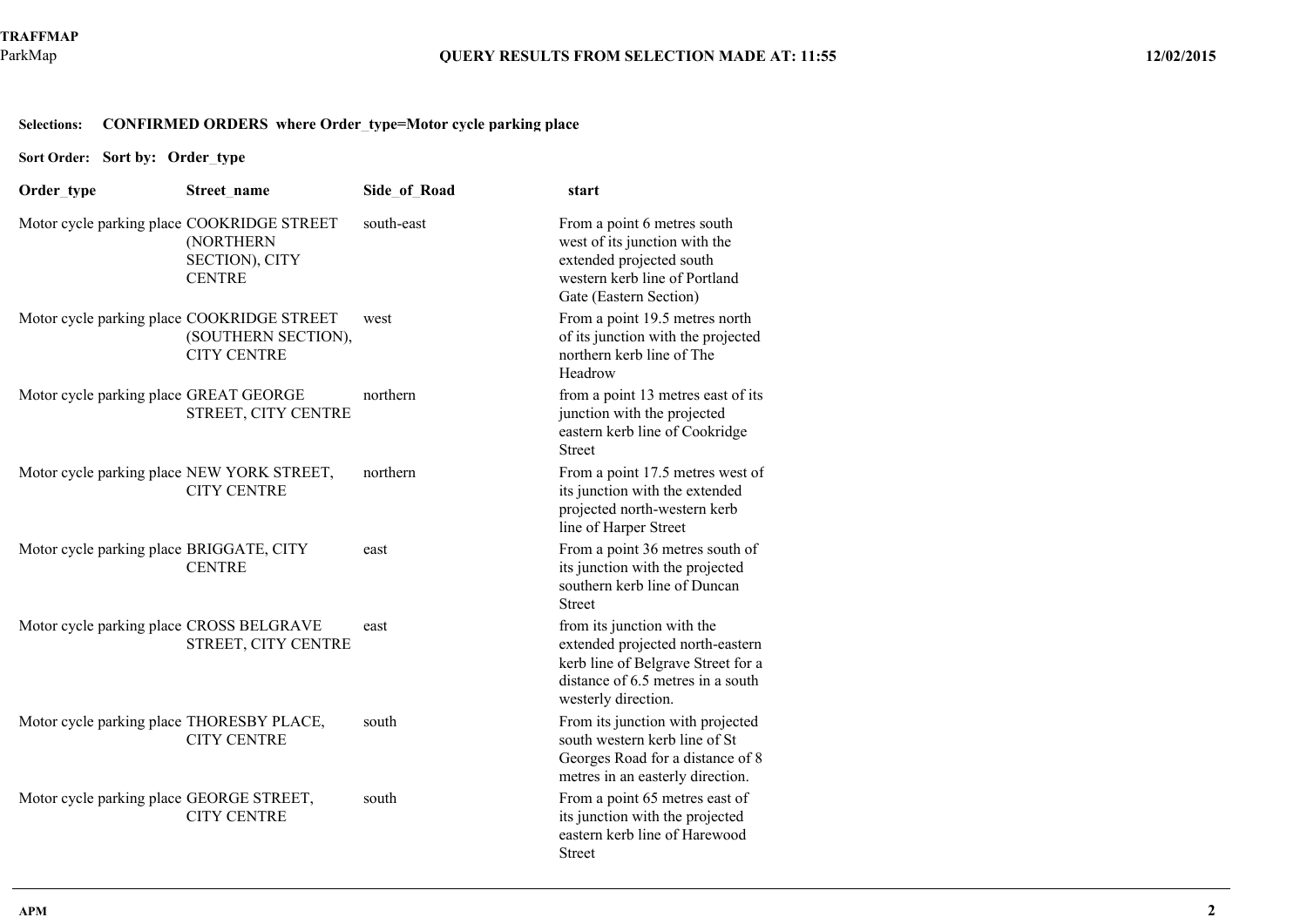**TRAFFMAP**
ParkMap

**QUERY RESULTS FROM SELECTION MADE AT: 11:55** **12/02/2015**

**Selections:** **CONFIRMED ORDERS where Order_type=Motor cycle parking place**

**Sort Order:** **Sort by: Order_type**

| Order_type | Street_name | Side_of_Road | start |
|---|---|---|---|
| Motor cycle parking place | COOKRIDGE STREET (NORTHERN SECTION), CITY CENTRE | south-east | From a point 6 metres south west of its junction with the extended projected south western kerb line of Portland Gate (Eastern Section) |
| Motor cycle parking place | COOKRIDGE STREET (SOUTHERN SECTION), CITY CENTRE | west | From a point 19.5 metres north of its junction with the projected northern kerb line of The Headrow |
| Motor cycle parking place | GREAT GEORGE STREET, CITY CENTRE | northern | from a point 13 metres east of its junction with the projected eastern kerb line of Cookridge Street |
| Motor cycle parking place | NEW YORK STREET, CITY CENTRE | northern | From a point 17.5 metres west of its junction with the extended projected north-western kerb line of Harper Street |
| Motor cycle parking place | BRIGGATE, CITY CENTRE | east | From a point 36 metres south of its junction with the projected southern kerb line of Duncan Street |
| Motor cycle parking place | CROSS BELGRAVE STREET, CITY CENTRE | east | from its junction with the extended projected north-eastern kerb line of Belgrave Street for a distance of 6.5 metres in a south westerly direction. |
| Motor cycle parking place | THORESBY PLACE, CITY CENTRE | south | From its junction with projected south western kerb line of St Georges Road for a distance of 8 metres in an easterly direction. |
| Motor cycle parking place | GEORGE STREET, CITY CENTRE | south | From a point 65 metres east of its junction with the projected eastern kerb line of Harewood Street |

APM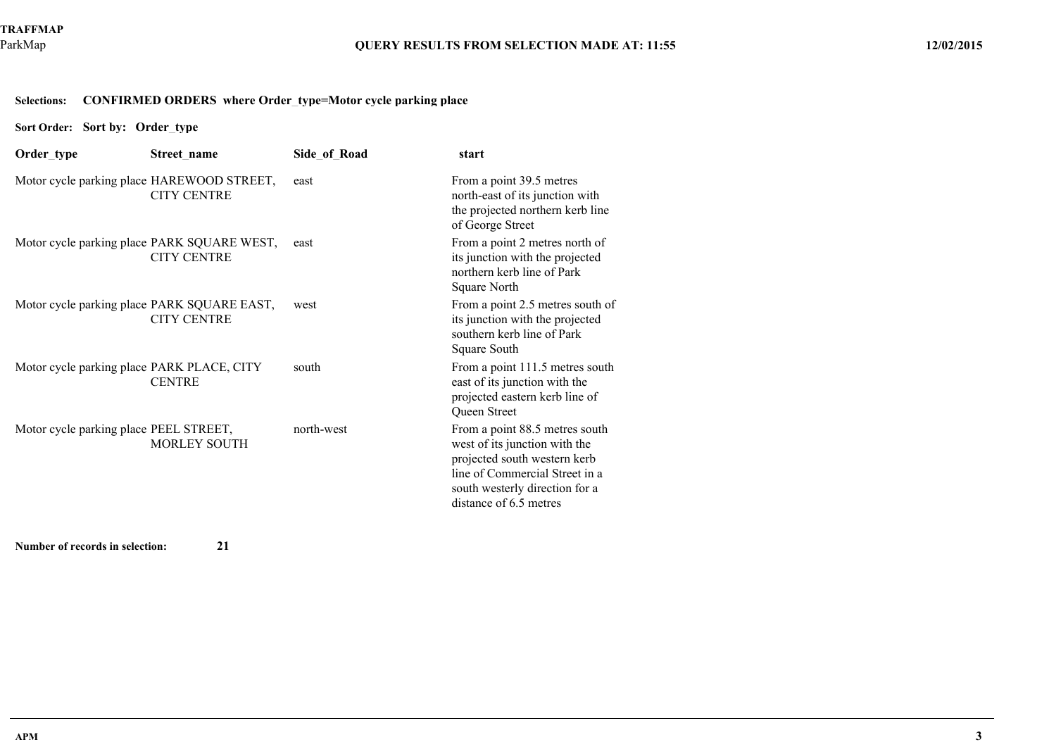**Selections:** **CONFIRMED ORDERS where Order_type=Motor cycle parking place**

**Sort Order:** **Sort by: Order_type**

| Order_type | Street_name | Side_of_Road | start |
|---|---|---|---|
| Motor cycle parking place | HAREWOOD STREET, CITY CENTRE | east | From a point 39.5 metres north-east of its junction with the projected northern kerb line of George Street |
| Motor cycle parking place | PARK SQUARE WEST, CITY CENTRE | east | From a point 2 metres north of its junction with the projected northern kerb line of Park Square North |
| Motor cycle parking place | PARK SQUARE EAST, CITY CENTRE | west | From a point 2.5 metres south of its junction with the projected southern kerb line of Park Square South |
| Motor cycle parking place | PARK PLACE, CITY CENTRE | south | From a point 111.5 metres south east of its junction with the projected eastern kerb line of Queen Street |
| Motor cycle parking place | PEEL STREET, MORLEY SOUTH | north-west | From a point 88.5 metres south west of its junction with the projected south western kerb line of Commercial Street in a south westerly direction for a distance of 6.5 metres |

**Number of records in selection:** **21**